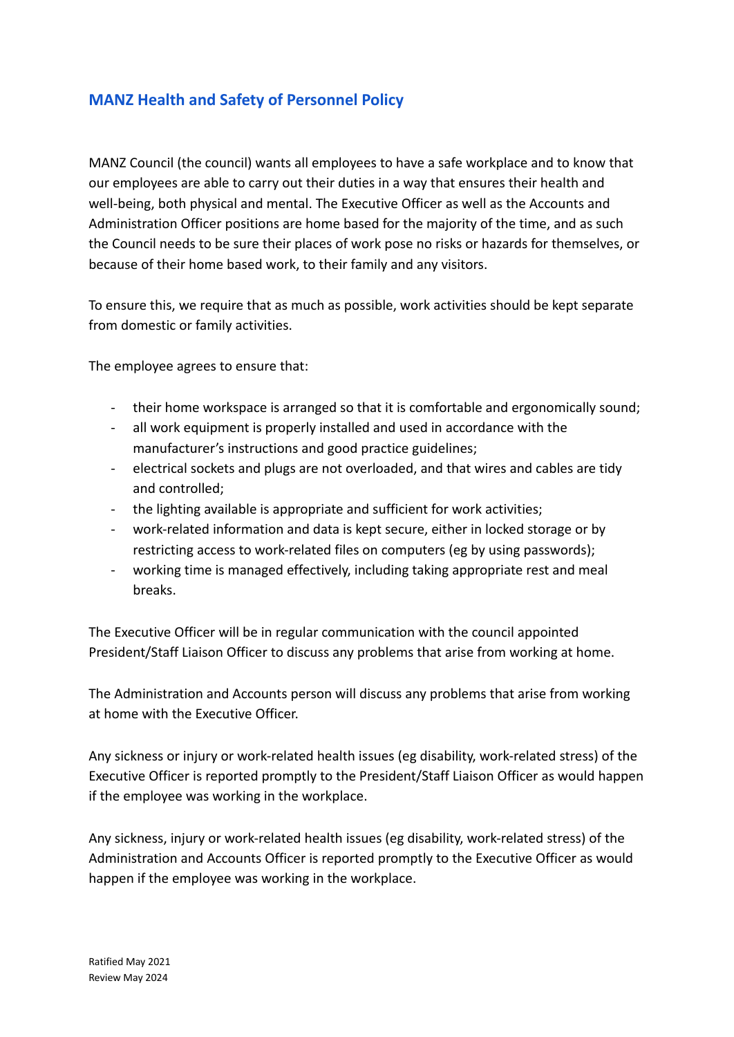## MANZ Health and Safety of Personnel Policy

MANZ Council (the council) wants all employees to have a safe workplace and to know that our employees are able to carry out their duties in a way that ensures their health and well-being, both physical and mental. The Executive Officer as well as the Accounts and Administration Officer positions are home based for the majority of the time, and as such the Council needs to be sure their places of work pose no risks or hazards for themselves, or because of their home based work, to their family and any visitors.

To ensure this, we require that as much as possible, work activities should be kept separate from domestic or family activities.

The employee agrees to ensure that:

- their home workspace is arranged so that it is comfortable and ergonomically sound;
- all work equipment is properly installed and used in accordance with the manufacturer's instructions and good practice guidelines;
- electrical sockets and plugs are not overloaded, and that wires and cables are tidy and controlled;
- the lighting available is appropriate and sufficient for work activities;
- work-related information and data is kept secure, either in locked storage or by restricting access to work-related files on computers (eg by using passwords);
- working time is managed effectively, including taking appropriate rest and meal breaks.

The Executive Officer will be in regular communication with the council appointed President/Staff Liaison Officer to discuss any problems that arise from working at home.

The Administration and Accounts person will discuss any problems that arise from working at home with the Executive Officer.

Any sickness or injury or work-related health issues (eg disability, work-related stress) of the Executive Officer is reported promptly to the President/Staff Liaison Officer as would happen if the employee was working in the workplace.

Any sickness, injury or work-related health issues (eg disability, work-related stress) of the Administration and Accounts Officer is reported promptly to the Executive Officer as would happen if the employee was working in the workplace.

Ratified May 2021
Review May 2024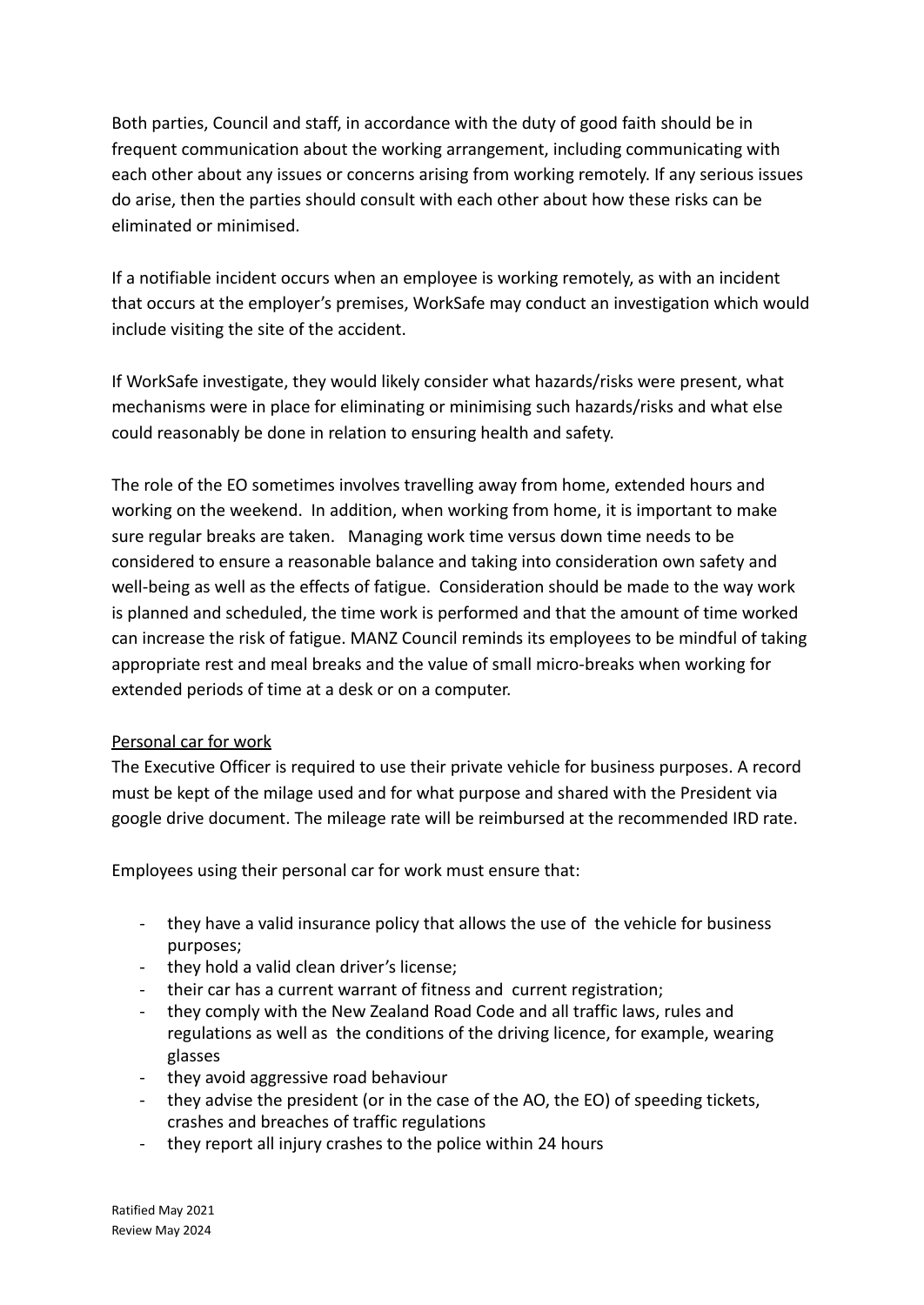Both parties, Council and staff, in accordance with the duty of good faith should be in frequent communication about the working arrangement, including communicating with each other about any issues or concerns arising from working remotely. If any serious issues do arise, then the parties should consult with each other about how these risks can be eliminated or minimised.

If a notifiable incident occurs when an employee is working remotely, as with an incident that occurs at the employer's premises, WorkSafe may conduct an investigation which would include visiting the site of the accident.

If WorkSafe investigate, they would likely consider what hazards/risks were present, what mechanisms were in place for eliminating or minimising such hazards/risks and what else could reasonably be done in relation to ensuring health and safety.

The role of the EO sometimes involves travelling away from home, extended hours and working on the weekend. In addition, when working from home, it is important to make sure regular breaks are taken. Managing work time versus down time needs to be considered to ensure a reasonable balance and taking into consideration own safety and well-being as well as the effects of fatigue. Consideration should be made to the way work is planned and scheduled, the time work is performed and that the amount of time worked can increase the risk of fatigue. MANZ Council reminds its employees to be mindful of taking appropriate rest and meal breaks and the value of small micro-breaks when working for extended periods of time at a desk or on a computer.

<u>Personal car for work</u>

The Executive Officer is required to use their private vehicle for business purposes. A record must be kept of the milage used and for what purpose and shared with the President via google drive document. The mileage rate will be reimbursed at the recommended IRD rate.

Employees using their personal car for work must ensure that:

- they have a valid insurance policy that allows the use of the vehicle for business purposes;
- they hold a valid clean driver's license;
- their car has a current warrant of fitness and current registration;
- they comply with the New Zealand Road Code and all traffic laws, rules and regulations as well as the conditions of the driving licence, for example, wearing glasses
- they avoid aggressive road behaviour
- they advise the president (or in the case of the AO, the EO) of speeding tickets, crashes and breaches of traffic regulations
- they report all injury crashes to the police within 24 hours

Ratified May 2021
Review May 2024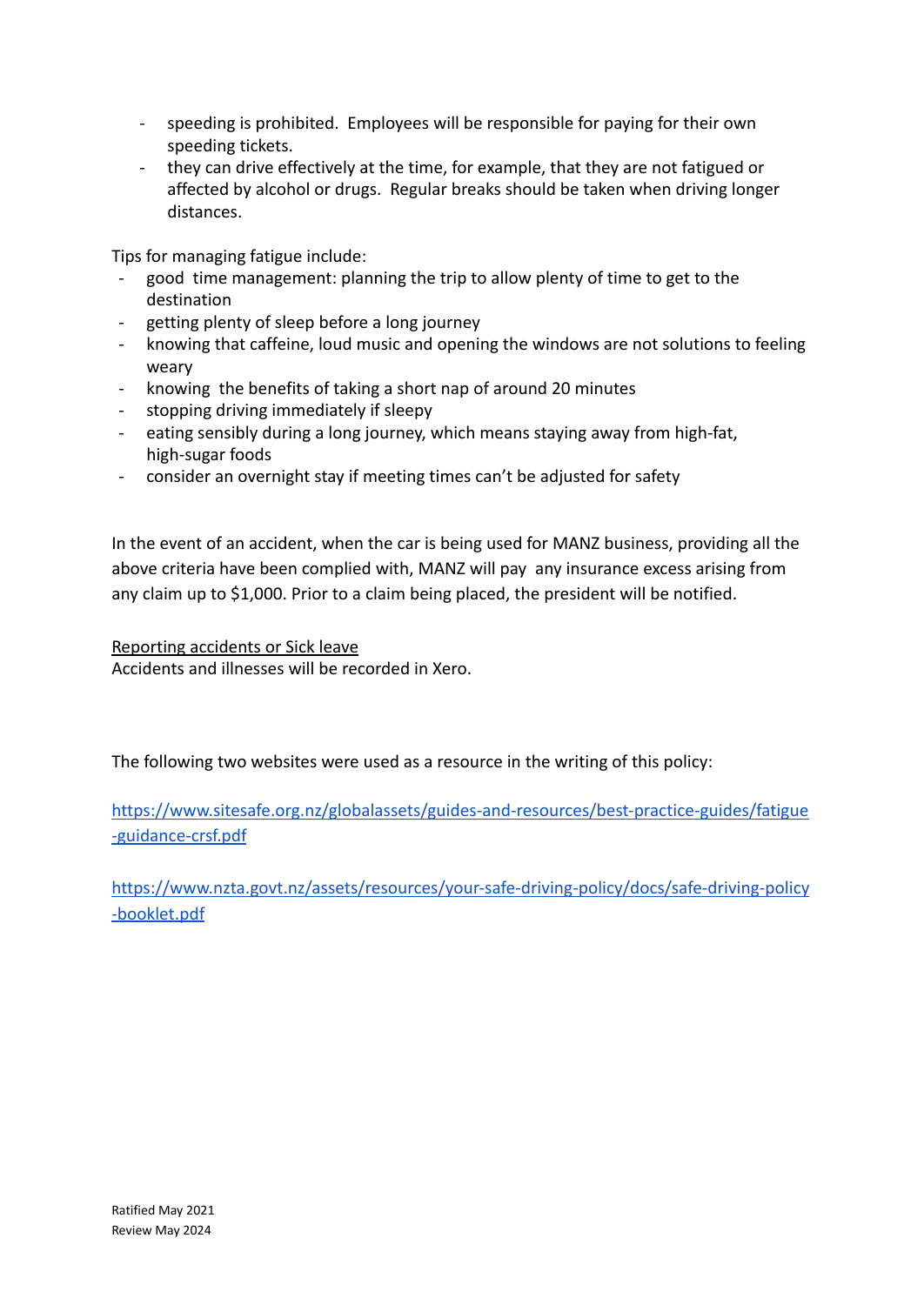- speeding is prohibited. Employees will be responsible for paying for their own speeding tickets.
- they can drive effectively at the time, for example, that they are not fatigued or affected by alcohol or drugs. Regular breaks should be taken when driving longer distances.

Tips for managing fatigue include:

- good time management: planning the trip to allow plenty of time to get to the destination
- getting plenty of sleep before a long journey
- knowing that caffeine, loud music and opening the windows are not solutions to feeling weary
- knowing the benefits of taking a short nap of around 20 minutes
- stopping driving immediately if sleepy
- eating sensibly during a long journey, which means staying away from high-fat, high-sugar foods
- consider an overnight stay if meeting times can't be adjusted for safety

In the event of an accident, when the car is being used for MANZ business, providing all the above criteria have been complied with, MANZ will pay any insurance excess arising from any claim up to $1,000. Prior to a claim being placed, the president will be notified.

<u>Reporting accidents or Sick leave</u>
Accidents and illnesses will be recorded in Xero.

The following two websites were used as a resource in the writing of this policy:

https://www.sitesafe.org.nz/globalassets/guides-and-resources/best-practice-guides/fatigue-guidance-crsf.pdf

https://www.nzta.govt.nz/assets/resources/your-safe-driving-policy/docs/safe-driving-policy-booklet.pdf

Ratified May 2021
Review May 2024